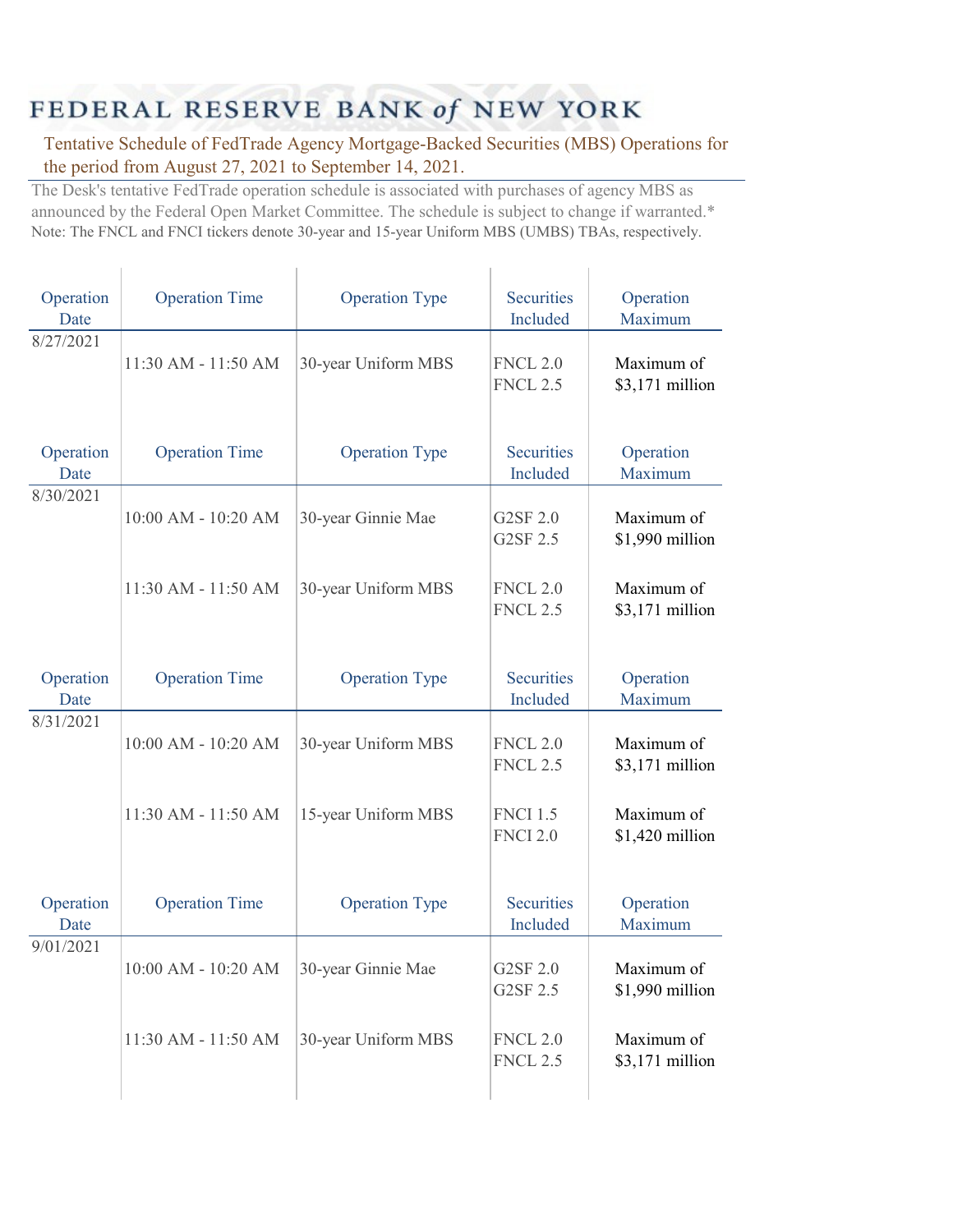# FEDERAL RESERVE BANK of NEW YORK

## Tentative Schedule of FedTrade Agency Mortgage-Backed Securities (MBS) Operations for the period from August 27, 2021 to September 14, 2021.

The Desk's tentative FedTrade operation schedule is associated with purchases of agency MBS as announced by the Federal Open Market Committee. The schedule is subject to change if warranted.*

Note: The FNCL and FNCI tickers denote 30-year and 15-year Uniform MBS (UMBS) TBAs, respectively.

| Operation Date | Operation Time | Operation Type | Securities Included | Operation Maximum |
|---|---|---|---|---|
| 8/27/2021 | 11:30 AM - 11:50 AM | 30-year Uniform MBS | FNCL 2.0<br>FNCL 2.5 | Maximum of $3,171 million |

| Operation Date | Operation Time | Operation Type | Securities Included | Operation Maximum |
|---|---|---|---|---|
| 8/30/2021 | 10:00 AM - 10:20 AM | 30-year Ginnie Mae | G2SF 2.0<br>G2SF 2.5 | Maximum of $1,990 million |
| | 11:30 AM - 11:50 AM | 30-year Uniform MBS | FNCL 2.0<br>FNCL 2.5 | Maximum of $3,171 million |

| Operation Date | Operation Time | Operation Type | Securities Included | Operation Maximum |
|---|---|---|---|---|
| 8/31/2021 | 10:00 AM - 10:20 AM | 30-year Uniform MBS | FNCL 2.0<br>FNCL 2.5 | Maximum of $3,171 million |
| | 11:30 AM - 11:50 AM | 15-year Uniform MBS | FNCI 1.5<br>FNCI 2.0 | Maximum of $1,420 million |

| Operation Date | Operation Time | Operation Type | Securities Included | Operation Maximum |
|---|---|---|---|---|
| 9/01/2021 | 10:00 AM - 10:20 AM | 30-year Ginnie Mae | G2SF 2.0<br>G2SF 2.5 | Maximum of $1,990 million |
| | 11:30 AM - 11:50 AM | 30-year Uniform MBS | FNCL 2.0<br>FNCL 2.5 | Maximum of $3,171 million |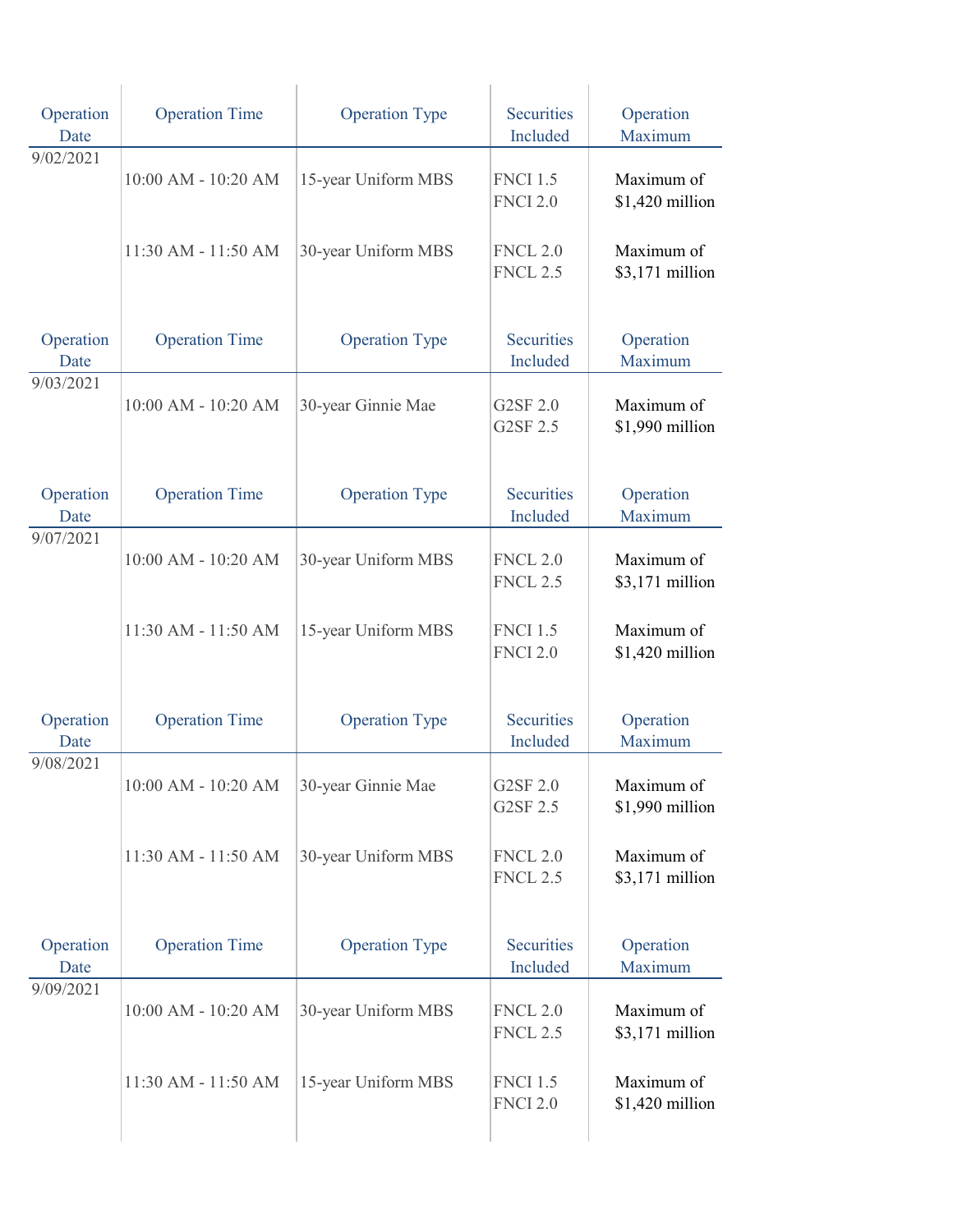| Operation Date | Operation Time | Operation Type | Securities Included | Operation Maximum |
|---|---|---|---|---|
| 9/02/2021 | 10:00 AM - 10:20 AM | 15-year Uniform MBS | FNCI 1.5<br>FNCI 2.0 | Maximum of $1,420 million |
| | 11:30 AM - 11:50 AM | 30-year Uniform MBS | FNCL 2.0<br>FNCL 2.5 | Maximum of $3,171 million |

| Operation Date | Operation Time | Operation Type | Securities Included | Operation Maximum |
|---|---|---|---|---|
| 9/03/2021 | 10:00 AM - 10:20 AM | 30-year Ginnie Mae | G2SF 2.0<br>G2SF 2.5 | Maximum of $1,990 million |

| Operation Date | Operation Time | Operation Type | Securities Included | Operation Maximum |
|---|---|---|---|---|
| 9/07/2021 | 10:00 AM - 10:20 AM | 30-year Uniform MBS | FNCL 2.0<br>FNCL 2.5 | Maximum of $3,171 million |
| | 11:30 AM - 11:50 AM | 15-year Uniform MBS | FNCI 1.5<br>FNCI 2.0 | Maximum of $1,420 million |

| Operation Date | Operation Time | Operation Type | Securities Included | Operation Maximum |
|---|---|---|---|---|
| 9/08/2021 | 10:00 AM - 10:20 AM | 30-year Ginnie Mae | G2SF 2.0<br>G2SF 2.5 | Maximum of $1,990 million |
| | 11:30 AM - 11:50 AM | 30-year Uniform MBS | FNCL 2.0<br>FNCL 2.5 | Maximum of $3,171 million |

| Operation Date | Operation Time | Operation Type | Securities Included | Operation Maximum |
|---|---|---|---|---|
| 9/09/2021 | 10:00 AM - 10:20 AM | 30-year Uniform MBS | FNCL 2.0<br>FNCL 2.5 | Maximum of $3,171 million |
| | 11:30 AM - 11:50 AM | 15-year Uniform MBS | FNCI 1.5<br>FNCI 2.0 | Maximum of $1,420 million |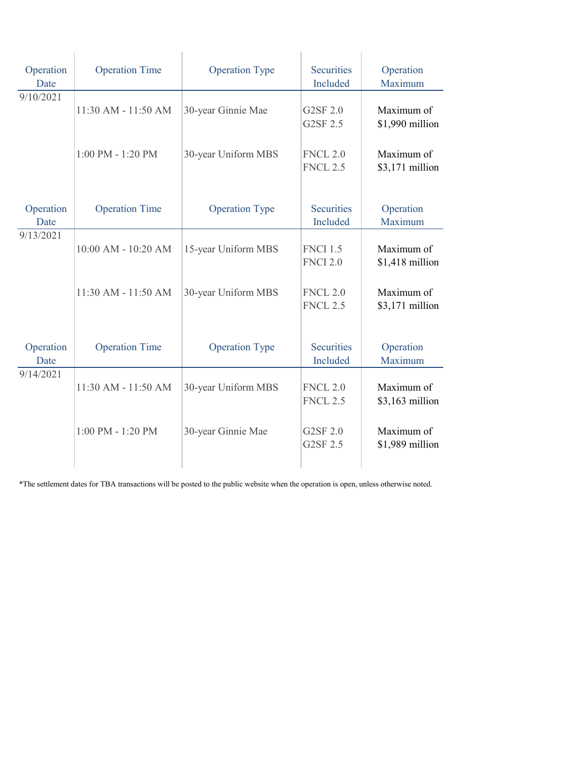| Operation Date | Operation Time | Operation Type | Securities Included | Operation Maximum |
|---|---|---|---|---|
| 9/10/2021 | 11:30 AM - 11:50 AM | 30-year Ginnie Mae | G2SF 2.0<br>G2SF 2.5 | Maximum of $1,990 million |
| | 1:00 PM - 1:20 PM | 30-year Uniform MBS | FNCL 2.0<br>FNCL 2.5 | Maximum of $3,171 million |

| Operation Date | Operation Time | Operation Type | Securities Included | Operation Maximum |
|---|---|---|---|---|
| 9/13/2021 | 10:00 AM - 10:20 AM | 15-year Uniform MBS | FNCI 1.5<br>FNCI 2.0 | Maximum of $1,418 million |
| | 11:30 AM - 11:50 AM | 30-year Uniform MBS | FNCL 2.0<br>FNCL 2.5 | Maximum of $3,171 million |

| Operation Date | Operation Time | Operation Type | Securities Included | Operation Maximum |
|---|---|---|---|---|
| 9/14/2021 | 11:30 AM - 11:50 AM | 30-year Uniform MBS | FNCL 2.0<br>FNCL 2.5 | Maximum of $3,163 million |
| | 1:00 PM - 1:20 PM | 30-year Ginnie Mae | G2SF 2.0<br>G2SF 2.5 | Maximum of $1,989 million |

*The settlement dates for TBA transactions will be posted to the public website when the operation is open, unless otherwise noted.